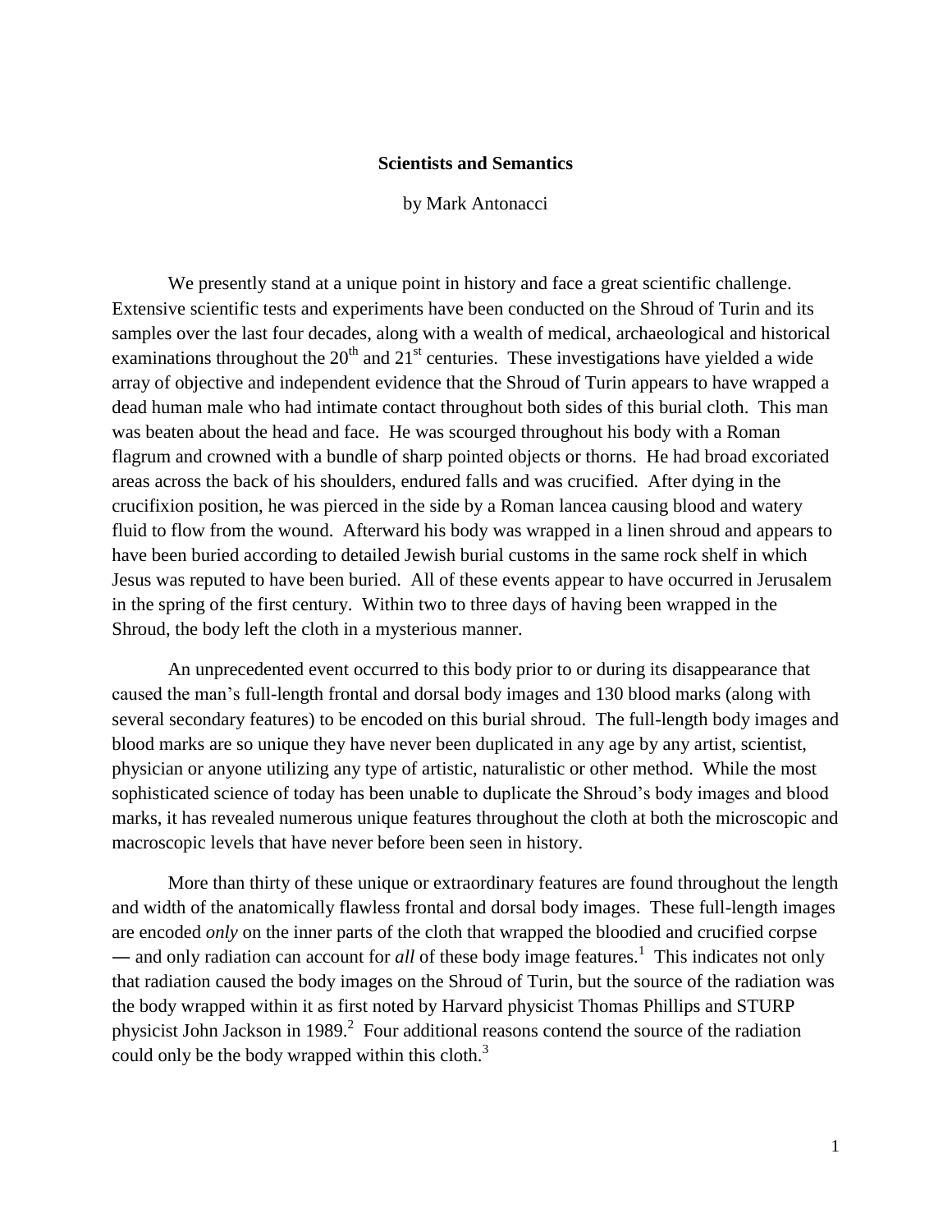# Scientists and Semantics

by Mark Antonacci

We presently stand at a unique point in history and face a great scientific challenge. Extensive scientific tests and experiments have been conducted on the Shroud of Turin and its samples over the last four decades, along with a wealth of medical, archaeological and historical examinations throughout the 20th and 21st centuries. These investigations have yielded a wide array of objective and independent evidence that the Shroud of Turin appears to have wrapped a dead human male who had intimate contact throughout both sides of this burial cloth. This man was beaten about the head and face. He was scourged throughout his body with a Roman flagrum and crowned with a bundle of sharp pointed objects or thorns. He had broad excoriated areas across the back of his shoulders, endured falls and was crucified. After dying in the crucifixion position, he was pierced in the side by a Roman lancea causing blood and watery fluid to flow from the wound. Afterward his body was wrapped in a linen shroud and appears to have been buried according to detailed Jewish burial customs in the same rock shelf in which Jesus was reputed to have been buried. All of these events appear to have occurred in Jerusalem in the spring of the first century. Within two to three days of having been wrapped in the Shroud, the body left the cloth in a mysterious manner.

An unprecedented event occurred to this body prior to or during its disappearance that caused the man's full-length frontal and dorsal body images and 130 blood marks (along with several secondary features) to be encoded on this burial shroud. The full-length body images and blood marks are so unique they have never been duplicated in any age by any artist, scientist, physician or anyone utilizing any type of artistic, naturalistic or other method. While the most sophisticated science of today has been unable to duplicate the Shroud's body images and blood marks, it has revealed numerous unique features throughout the cloth at both the microscopic and macroscopic levels that have never before been seen in history.

More than thirty of these unique or extraordinary features are found throughout the length and width of the anatomically flawless frontal and dorsal body images. These full-length images are encoded *only* on the inner parts of the cloth that wrapped the bloodied and crucified corpse — and only radiation can account for *all* of these body image features.[1] This indicates not only that radiation caused the body images on the Shroud of Turin, but the source of the radiation was the body wrapped within it as first noted by Harvard physicist Thomas Phillips and STURP physicist John Jackson in 1989.[2] Four additional reasons contend the source of the radiation could only be the body wrapped within this cloth.[3]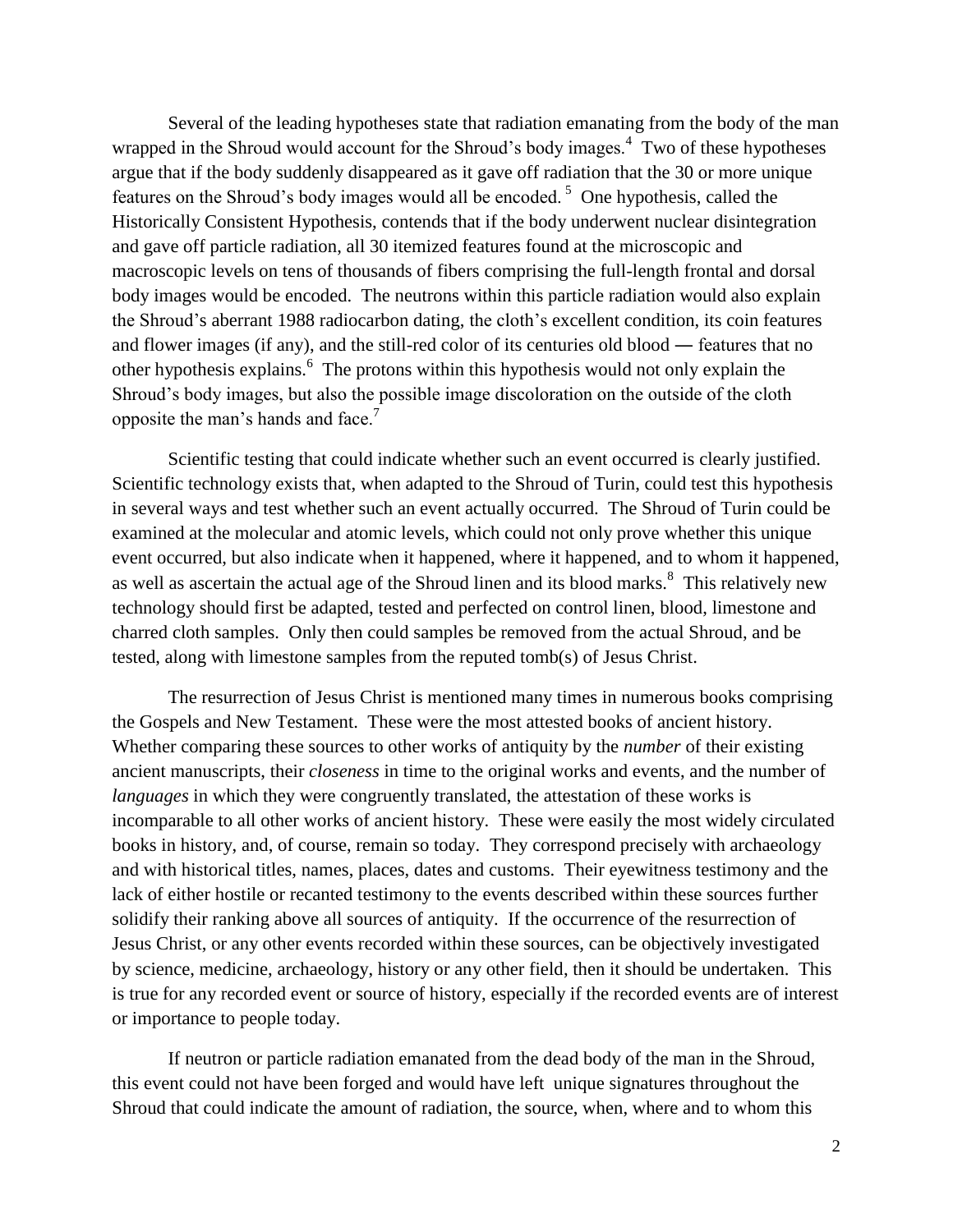Several of the leading hypotheses state that radiation emanating from the body of the man wrapped in the Shroud would account for the Shroud's body images.[4] Two of these hypotheses argue that if the body suddenly disappeared as it gave off radiation that the 30 or more unique features on the Shroud's body images would all be encoded.[5] One hypothesis, called the Historically Consistent Hypothesis, contends that if the body underwent nuclear disintegration and gave off particle radiation, all 30 itemized features found at the microscopic and macroscopic levels on tens of thousands of fibers comprising the full-length frontal and dorsal body images would be encoded. The neutrons within this particle radiation would also explain the Shroud's aberrant 1988 radiocarbon dating, the cloth's excellent condition, its coin features and flower images (if any), and the still-red color of its centuries old blood ― features that no other hypothesis explains.[6] The protons within this hypothesis would not only explain the Shroud's body images, but also the possible image discoloration on the outside of the cloth opposite the man's hands and face.[7]

Scientific testing that could indicate whether such an event occurred is clearly justified. Scientific technology exists that, when adapted to the Shroud of Turin, could test this hypothesis in several ways and test whether such an event actually occurred. The Shroud of Turin could be examined at the molecular and atomic levels, which could not only prove whether this unique event occurred, but also indicate when it happened, where it happened, and to whom it happened, as well as ascertain the actual age of the Shroud linen and its blood marks.[8] This relatively new technology should first be adapted, tested and perfected on control linen, blood, limestone and charred cloth samples. Only then could samples be removed from the actual Shroud, and be tested, along with limestone samples from the reputed tomb(s) of Jesus Christ.

The resurrection of Jesus Christ is mentioned many times in numerous books comprising the Gospels and New Testament. These were the most attested books of ancient history. Whether comparing these sources to other works of antiquity by the *number* of their existing ancient manuscripts, their *closeness* in time to the original works and events, and the number of *languages* in which they were congruently translated, the attestation of these works is incomparable to all other works of ancient history. These were easily the most widely circulated books in history, and, of course, remain so today. They correspond precisely with archaeology and with historical titles, names, places, dates and customs. Their eyewitness testimony and the lack of either hostile or recanted testimony to the events described within these sources further solidify their ranking above all sources of antiquity. If the occurrence of the resurrection of Jesus Christ, or any other events recorded within these sources, can be objectively investigated by science, medicine, archaeology, history or any other field, then it should be undertaken. This is true for any recorded event or source of history, especially if the recorded events are of interest or importance to people today.

If neutron or particle radiation emanated from the dead body of the man in the Shroud, this event could not have been forged and would have left unique signatures throughout the Shroud that could indicate the amount of radiation, the source, when, where and to whom this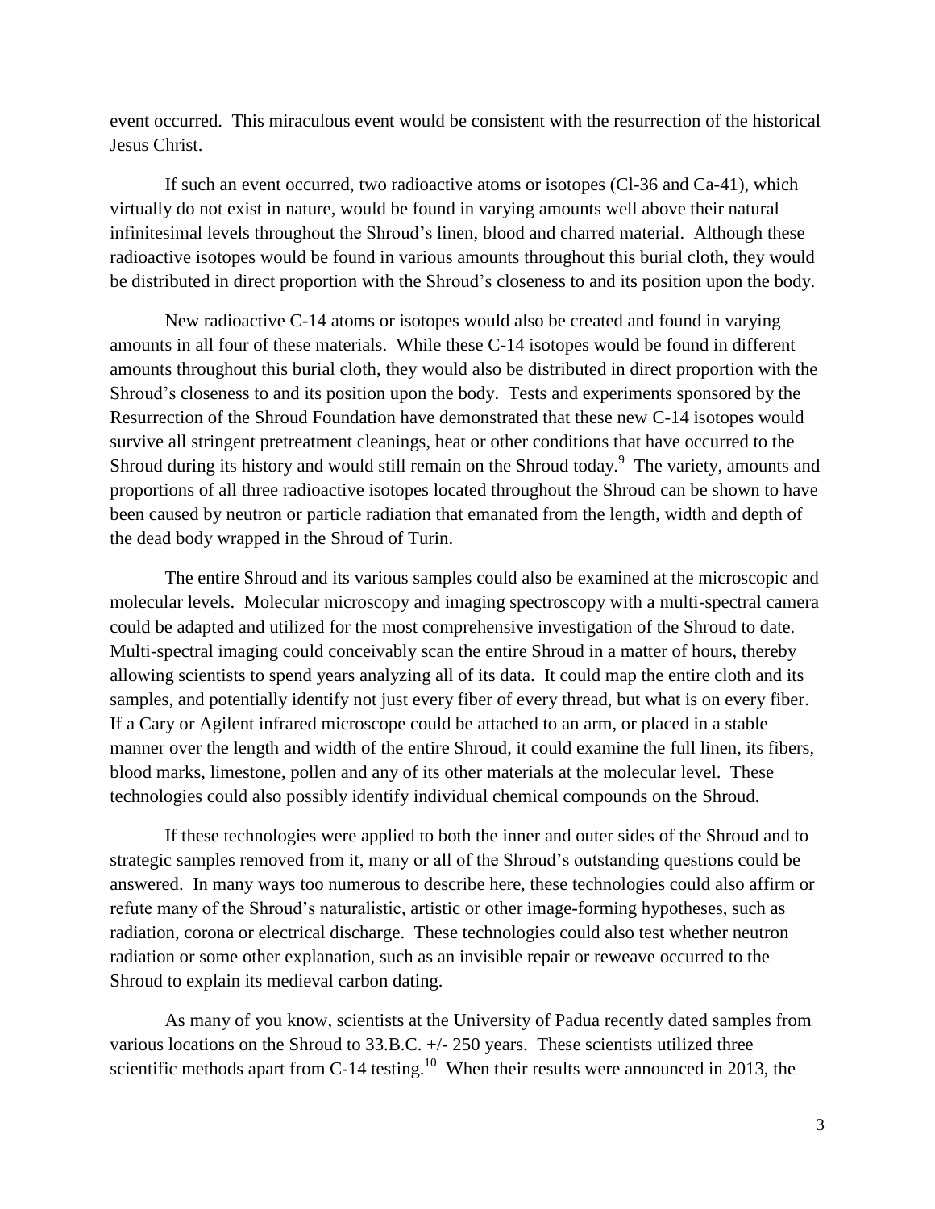event occurred. This miraculous event would be consistent with the resurrection of the historical Jesus Christ.

If such an event occurred, two radioactive atoms or isotopes (Cl-36 and Ca-41), which virtually do not exist in nature, would be found in varying amounts well above their natural infinitesimal levels throughout the Shroud's linen, blood and charred material. Although these radioactive isotopes would be found in various amounts throughout this burial cloth, they would be distributed in direct proportion with the Shroud's closeness to and its position upon the body.

New radioactive C-14 atoms or isotopes would also be created and found in varying amounts in all four of these materials. While these C-14 isotopes would be found in different amounts throughout this burial cloth, they would also be distributed in direct proportion with the Shroud's closeness to and its position upon the body. Tests and experiments sponsored by the Resurrection of the Shroud Foundation have demonstrated that these new C-14 isotopes would survive all stringent pretreatment cleanings, heat or other conditions that have occurred to the Shroud during its history and would still remain on the Shroud today.[9] The variety, amounts and proportions of all three radioactive isotopes located throughout the Shroud can be shown to have been caused by neutron or particle radiation that emanated from the length, width and depth of the dead body wrapped in the Shroud of Turin.

The entire Shroud and its various samples could also be examined at the microscopic and molecular levels. Molecular microscopy and imaging spectroscopy with a multi-spectral camera could be adapted and utilized for the most comprehensive investigation of the Shroud to date. Multi-spectral imaging could conceivably scan the entire Shroud in a matter of hours, thereby allowing scientists to spend years analyzing all of its data. It could map the entire cloth and its samples, and potentially identify not just every fiber of every thread, but what is on every fiber. If a Cary or Agilent infrared microscope could be attached to an arm, or placed in a stable manner over the length and width of the entire Shroud, it could examine the full linen, its fibers, blood marks, limestone, pollen and any of its other materials at the molecular level. These technologies could also possibly identify individual chemical compounds on the Shroud.

If these technologies were applied to both the inner and outer sides of the Shroud and to strategic samples removed from it, many or all of the Shroud's outstanding questions could be answered. In many ways too numerous to describe here, these technologies could also affirm or refute many of the Shroud's naturalistic, artistic or other image-forming hypotheses, such as radiation, corona or electrical discharge. These technologies could also test whether neutron radiation or some other explanation, such as an invisible repair or reweave occurred to the Shroud to explain its medieval carbon dating.

As many of you know, scientists at the University of Padua recently dated samples from various locations on the Shroud to 33.B.C. +/- 250 years. These scientists utilized three scientific methods apart from C-14 testing.[10] When their results were announced in 2013, the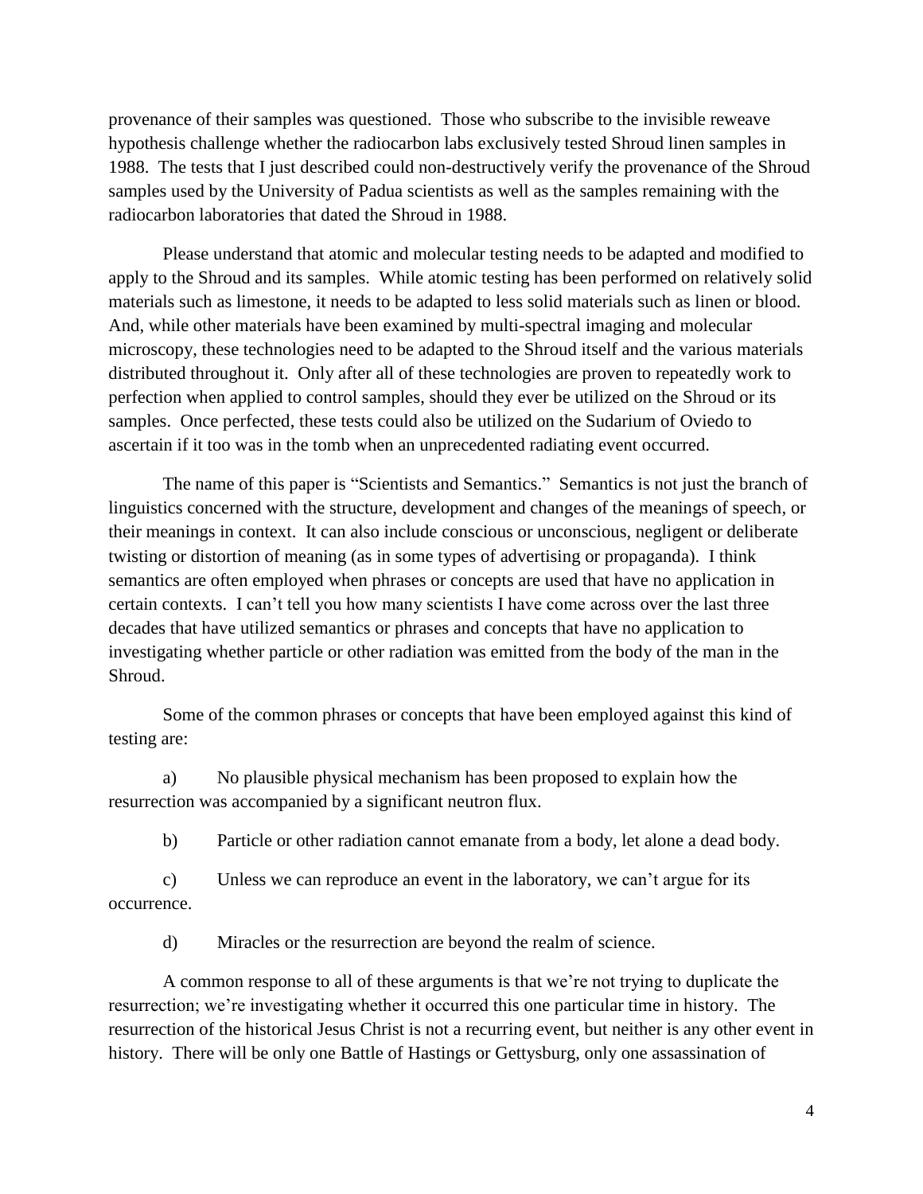provenance of their samples was questioned. Those who subscribe to the invisible reweave hypothesis challenge whether the radiocarbon labs exclusively tested Shroud linen samples in 1988. The tests that I just described could non-destructively verify the provenance of the Shroud samples used by the University of Padua scientists as well as the samples remaining with the radiocarbon laboratories that dated the Shroud in 1988.

Please understand that atomic and molecular testing needs to be adapted and modified to apply to the Shroud and its samples. While atomic testing has been performed on relatively solid materials such as limestone, it needs to be adapted to less solid materials such as linen or blood. And, while other materials have been examined by multi-spectral imaging and molecular microscopy, these technologies need to be adapted to the Shroud itself and the various materials distributed throughout it. Only after all of these technologies are proven to repeatedly work to perfection when applied to control samples, should they ever be utilized on the Shroud or its samples. Once perfected, these tests could also be utilized on the Sudarium of Oviedo to ascertain if it too was in the tomb when an unprecedented radiating event occurred.

The name of this paper is "Scientists and Semantics." Semantics is not just the branch of linguistics concerned with the structure, development and changes of the meanings of speech, or their meanings in context. It can also include conscious or unconscious, negligent or deliberate twisting or distortion of meaning (as in some types of advertising or propaganda). I think semantics are often employed when phrases or concepts are used that have no application in certain contexts. I can't tell you how many scientists I have come across over the last three decades that have utilized semantics or phrases and concepts that have no application to investigating whether particle or other radiation was emitted from the body of the man in the Shroud.

Some of the common phrases or concepts that have been employed against this kind of testing are:

a) No plausible physical mechanism has been proposed to explain how the resurrection was accompanied by a significant neutron flux.

b) Particle or other radiation cannot emanate from a body, let alone a dead body.

c) Unless we can reproduce an event in the laboratory, we can't argue for its occurrence.

d) Miracles or the resurrection are beyond the realm of science.

A common response to all of these arguments is that we're not trying to duplicate the resurrection; we're investigating whether it occurred this one particular time in history. The resurrection of the historical Jesus Christ is not a recurring event, but neither is any other event in history. There will be only one Battle of Hastings or Gettysburg, only one assassination of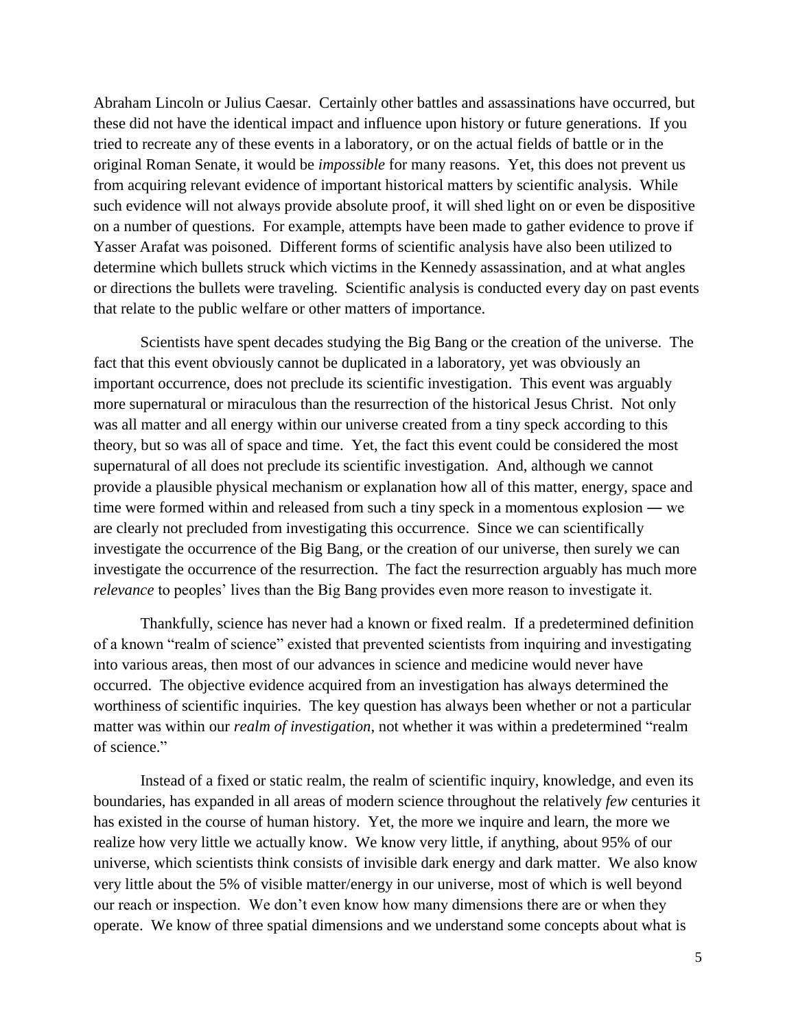Abraham Lincoln or Julius Caesar. Certainly other battles and assassinations have occurred, but these did not have the identical impact and influence upon history or future generations. If you tried to recreate any of these events in a laboratory, or on the actual fields of battle or in the original Roman Senate, it would be *impossible* for many reasons. Yet, this does not prevent us from acquiring relevant evidence of important historical matters by scientific analysis. While such evidence will not always provide absolute proof, it will shed light on or even be dispositive on a number of questions. For example, attempts have been made to gather evidence to prove if Yasser Arafat was poisoned. Different forms of scientific analysis have also been utilized to determine which bullets struck which victims in the Kennedy assassination, and at what angles or directions the bullets were traveling. Scientific analysis is conducted every day on past events that relate to the public welfare or other matters of importance.

Scientists have spent decades studying the Big Bang or the creation of the universe. The fact that this event obviously cannot be duplicated in a laboratory, yet was obviously an important occurrence, does not preclude its scientific investigation. This event was arguably more supernatural or miraculous than the resurrection of the historical Jesus Christ. Not only was all matter and all energy within our universe created from a tiny speck according to this theory, but so was all of space and time. Yet, the fact this event could be considered the most supernatural of all does not preclude its scientific investigation. And, although we cannot provide a plausible physical mechanism or explanation how all of this matter, energy, space and time were formed within and released from such a tiny speck in a momentous explosion — we are clearly not precluded from investigating this occurrence. Since we can scientifically investigate the occurrence of the Big Bang, or the creation of our universe, then surely we can investigate the occurrence of the resurrection. The fact the resurrection arguably has much more *relevance* to peoples' lives than the Big Bang provides even more reason to investigate it.

Thankfully, science has never had a known or fixed realm. If a predetermined definition of a known "realm of science" existed that prevented scientists from inquiring and investigating into various areas, then most of our advances in science and medicine would never have occurred. The objective evidence acquired from an investigation has always determined the worthiness of scientific inquiries. The key question has always been whether or not a particular matter was within our *realm of investigation*, not whether it was within a predetermined "realm of science."

Instead of a fixed or static realm, the realm of scientific inquiry, knowledge, and even its boundaries, has expanded in all areas of modern science throughout the relatively *few* centuries it has existed in the course of human history. Yet, the more we inquire and learn, the more we realize how very little we actually know. We know very little, if anything, about 95% of our universe, which scientists think consists of invisible dark energy and dark matter. We also know very little about the 5% of visible matter/energy in our universe, most of which is well beyond our reach or inspection. We don't even know how many dimensions there are or when they operate. We know of three spatial dimensions and we understand some concepts about what is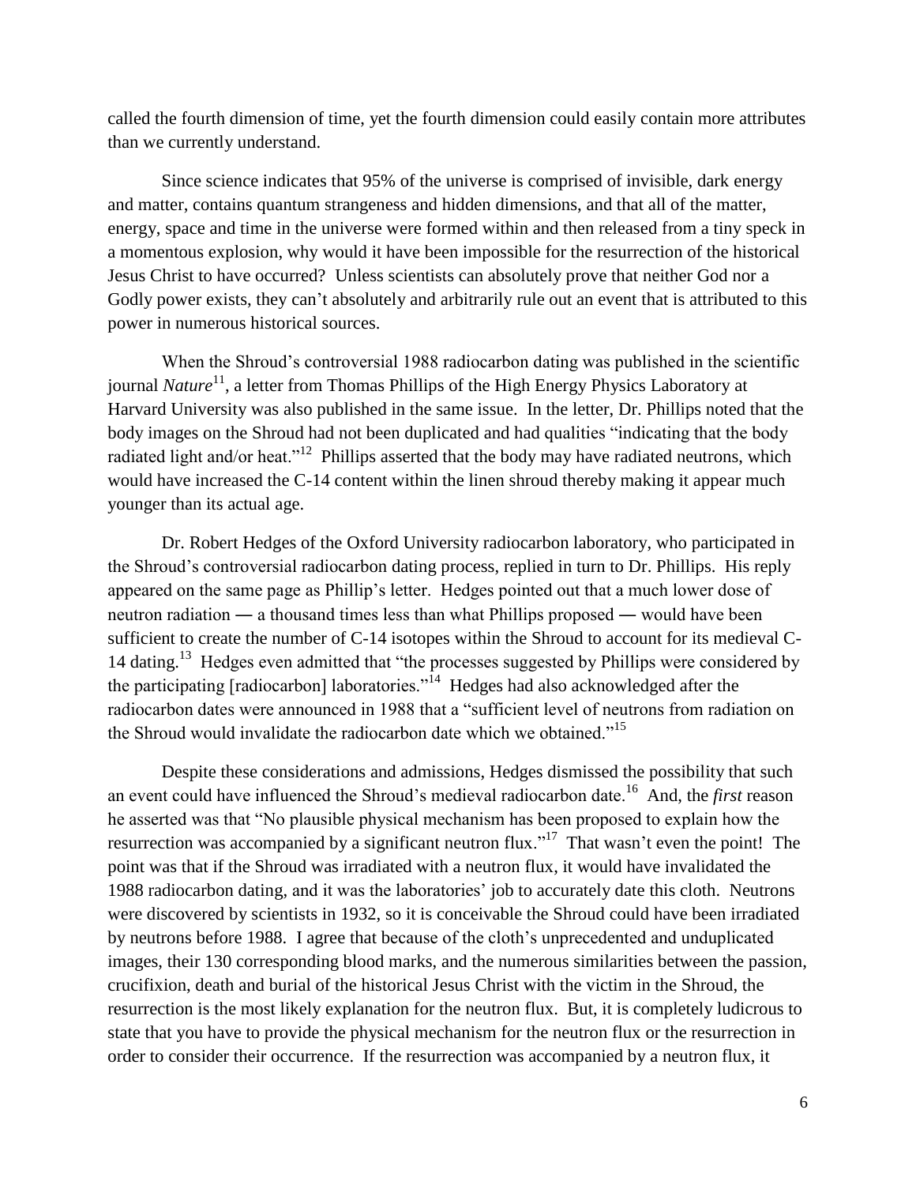called the fourth dimension of time, yet the fourth dimension could easily contain more attributes than we currently understand.

Since science indicates that 95% of the universe is comprised of invisible, dark energy and matter, contains quantum strangeness and hidden dimensions, and that all of the matter, energy, space and time in the universe were formed within and then released from a tiny speck in a momentous explosion, why would it have been impossible for the resurrection of the historical Jesus Christ to have occurred? Unless scientists can absolutely prove that neither God nor a Godly power exists, they can't absolutely and arbitrarily rule out an event that is attributed to this power in numerous historical sources.

When the Shroud's controversial 1988 radiocarbon dating was published in the scientific journal *Nature*[11], a letter from Thomas Phillips of the High Energy Physics Laboratory at Harvard University was also published in the same issue. In the letter, Dr. Phillips noted that the body images on the Shroud had not been duplicated and had qualities "indicating that the body radiated light and/or heat."[12] Phillips asserted that the body may have radiated neutrons, which would have increased the C-14 content within the linen shroud thereby making it appear much younger than its actual age.

Dr. Robert Hedges of the Oxford University radiocarbon laboratory, who participated in the Shroud's controversial radiocarbon dating process, replied in turn to Dr. Phillips. His reply appeared on the same page as Phillip's letter. Hedges pointed out that a much lower dose of neutron radiation ― a thousand times less than what Phillips proposed ― would have been sufficient to create the number of C-14 isotopes within the Shroud to account for its medieval C-14 dating.[13] Hedges even admitted that "the processes suggested by Phillips were considered by the participating [radiocarbon] laboratories."[14] Hedges had also acknowledged after the radiocarbon dates were announced in 1988 that a "sufficient level of neutrons from radiation on the Shroud would invalidate the radiocarbon date which we obtained."[15]

Despite these considerations and admissions, Hedges dismissed the possibility that such an event could have influenced the Shroud's medieval radiocarbon date.[16] And, the *first* reason he asserted was that "No plausible physical mechanism has been proposed to explain how the resurrection was accompanied by a significant neutron flux."[17] That wasn't even the point! The point was that if the Shroud was irradiated with a neutron flux, it would have invalidated the 1988 radiocarbon dating, and it was the laboratories' job to accurately date this cloth. Neutrons were discovered by scientists in 1932, so it is conceivable the Shroud could have been irradiated by neutrons before 1988. I agree that because of the cloth's unprecedented and unduplicated images, their 130 corresponding blood marks, and the numerous similarities between the passion, crucifixion, death and burial of the historical Jesus Christ with the victim in the Shroud, the resurrection is the most likely explanation for the neutron flux. But, it is completely ludicrous to state that you have to provide the physical mechanism for the neutron flux or the resurrection in order to consider their occurrence. If the resurrection was accompanied by a neutron flux, it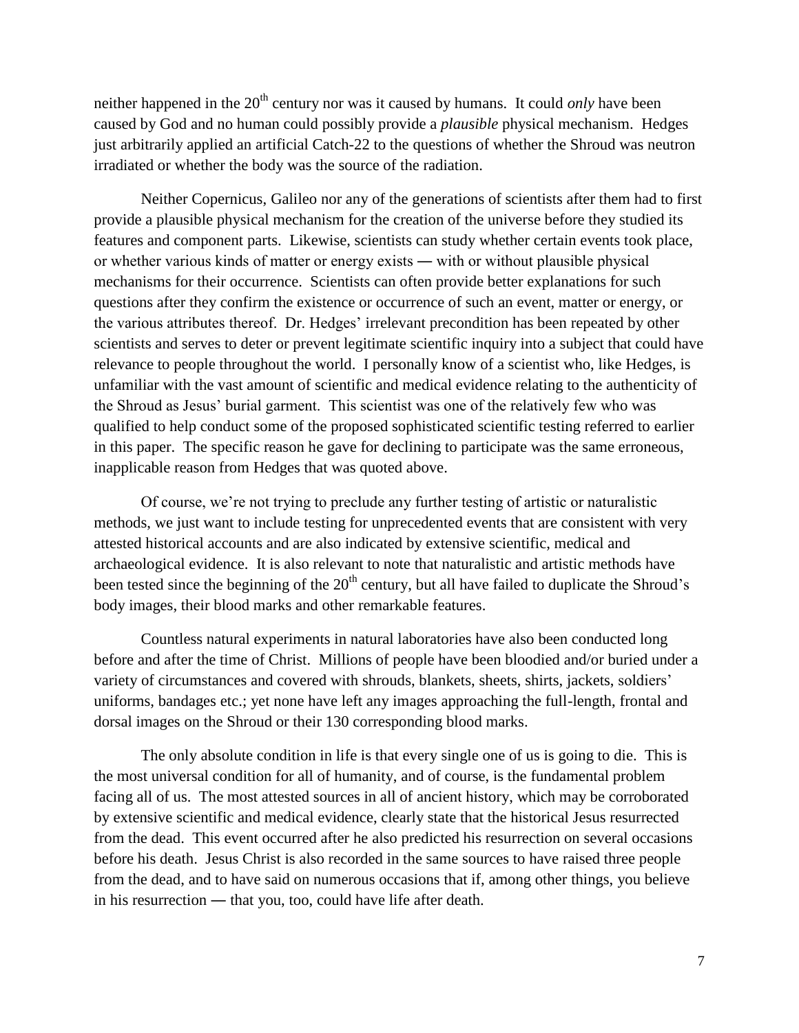neither happened in the 20th century nor was it caused by humans. It could *only* have been caused by God and no human could possibly provide a *plausible* physical mechanism. Hedges just arbitrarily applied an artificial Catch-22 to the questions of whether the Shroud was neutron irradiated or whether the body was the source of the radiation.

Neither Copernicus, Galileo nor any of the generations of scientists after them had to first provide a plausible physical mechanism for the creation of the universe before they studied its features and component parts. Likewise, scientists can study whether certain events took place, or whether various kinds of matter or energy exists ― with or without plausible physical mechanisms for their occurrence. Scientists can often provide better explanations for such questions after they confirm the existence or occurrence of such an event, matter or energy, or the various attributes thereof. Dr. Hedges' irrelevant precondition has been repeated by other scientists and serves to deter or prevent legitimate scientific inquiry into a subject that could have relevance to people throughout the world. I personally know of a scientist who, like Hedges, is unfamiliar with the vast amount of scientific and medical evidence relating to the authenticity of the Shroud as Jesus' burial garment. This scientist was one of the relatively few who was qualified to help conduct some of the proposed sophisticated scientific testing referred to earlier in this paper. The specific reason he gave for declining to participate was the same erroneous, inapplicable reason from Hedges that was quoted above.

Of course, we're not trying to preclude any further testing of artistic or naturalistic methods, we just want to include testing for unprecedented events that are consistent with very attested historical accounts and are also indicated by extensive scientific, medical and archaeological evidence. It is also relevant to note that naturalistic and artistic methods have been tested since the beginning of the 20th century, but all have failed to duplicate the Shroud's body images, their blood marks and other remarkable features.

Countless natural experiments in natural laboratories have also been conducted long before and after the time of Christ. Millions of people have been bloodied and/or buried under a variety of circumstances and covered with shrouds, blankets, sheets, shirts, jackets, soldiers' uniforms, bandages etc.; yet none have left any images approaching the full-length, frontal and dorsal images on the Shroud or their 130 corresponding blood marks.

The only absolute condition in life is that every single one of us is going to die. This is the most universal condition for all of humanity, and of course, is the fundamental problem facing all of us. The most attested sources in all of ancient history, which may be corroborated by extensive scientific and medical evidence, clearly state that the historical Jesus resurrected from the dead. This event occurred after he also predicted his resurrection on several occasions before his death. Jesus Christ is also recorded in the same sources to have raised three people from the dead, and to have said on numerous occasions that if, among other things, you believe in his resurrection ― that you, too, could have life after death.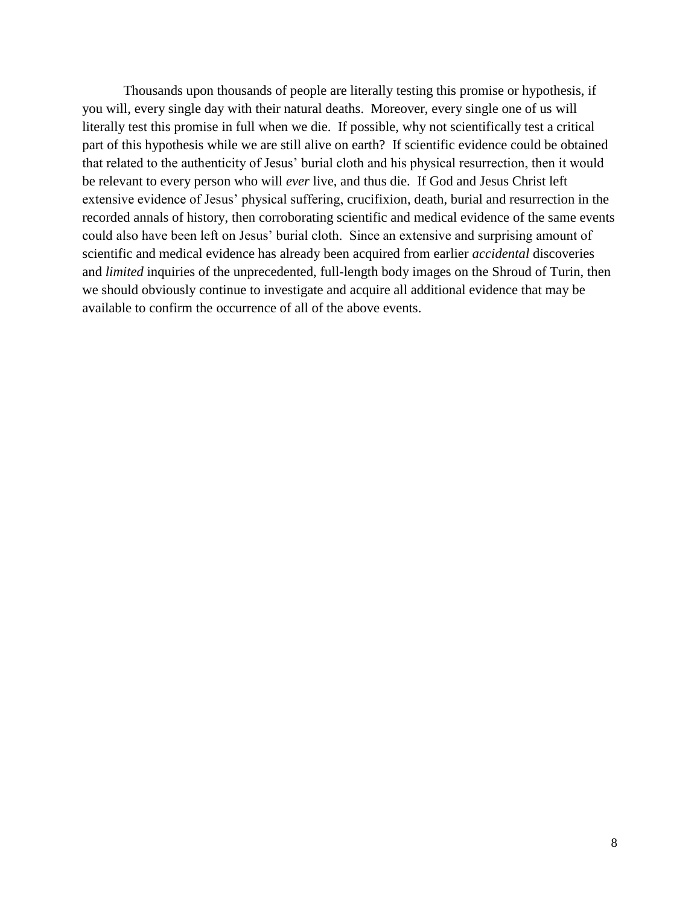Thousands upon thousands of people are literally testing this promise or hypothesis, if you will, every single day with their natural deaths. Moreover, every single one of us will literally test this promise in full when we die. If possible, why not scientifically test a critical part of this hypothesis while we are still alive on earth? If scientific evidence could be obtained that related to the authenticity of Jesus' burial cloth and his physical resurrection, then it would be relevant to every person who will *ever* live, and thus die. If God and Jesus Christ left extensive evidence of Jesus' physical suffering, crucifixion, death, burial and resurrection in the recorded annals of history, then corroborating scientific and medical evidence of the same events could also have been left on Jesus' burial cloth. Since an extensive and surprising amount of scientific and medical evidence has already been acquired from earlier *accidental* discoveries and *limited* inquiries of the unprecedented, full-length body images on the Shroud of Turin, then we should obviously continue to investigate and acquire all additional evidence that may be available to confirm the occurrence of all of the above events.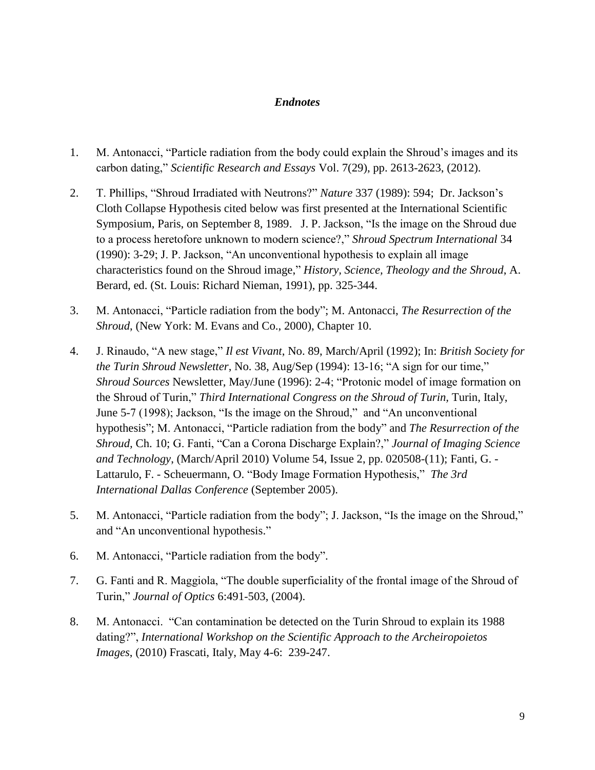### *Endnotes*

1. M. Antonacci, "Particle radiation from the body could explain the Shroud's images and its carbon dating," *Scientific Research and Essays* Vol. 7(29), pp. 2613-2623, (2012).

2. T. Phillips, "Shroud Irradiated with Neutrons?" *Nature* 337 (1989): 594; Dr. Jackson's Cloth Collapse Hypothesis cited below was first presented at the International Scientific Symposium, Paris, on September 8, 1989. J. P. Jackson, "Is the image on the Shroud due to a process heretofore unknown to modern science?," *Shroud Spectrum International* 34 (1990): 3-29; J. P. Jackson, "An unconventional hypothesis to explain all image characteristics found on the Shroud image," *History, Science, Theology and the Shroud*, A. Berard, ed. (St. Louis: Richard Nieman, 1991), pp. 325-344.

3. M. Antonacci, "Particle radiation from the body"; M. Antonacci, *The Resurrection of the Shroud*, (New York: M. Evans and Co., 2000), Chapter 10.

4. J. Rinaudo, "A new stage," *Il est Vivant*, No. 89, March/April (1992); In: *British Society for the Turin Shroud Newsletter*, No. 38, Aug/Sep (1994): 13-16; "A sign for our time," *Shroud Sources* Newsletter, May/June (1996): 2-4; "Protonic model of image formation on the Shroud of Turin," *Third International Congress on the Shroud of Turin*, Turin, Italy, June 5-7 (1998); Jackson, "Is the image on the Shroud," and "An unconventional hypothesis"; M. Antonacci, "Particle radiation from the body" and *The Resurrection of the Shroud*, Ch. 10; G. Fanti, "Can a Corona Discharge Explain?," *Journal of Imaging Science and Technology*, (March/April 2010) Volume 54, Issue 2, pp. 020508-(11); Fanti, G. - Lattarulo, F. - Scheuermann, O. "Body Image Formation Hypothesis," *The 3rd International Dallas Conference* (September 2005).

5. M. Antonacci, "Particle radiation from the body"; J. Jackson, "Is the image on the Shroud," and "An unconventional hypothesis."

6. M. Antonacci, "Particle radiation from the body".

7. G. Fanti and R. Maggiola, "The double superficiality of the frontal image of the Shroud of Turin," *Journal of Optics* 6:491-503, (2004).

8. M. Antonacci. "Can contamination be detected on the Turin Shroud to explain its 1988 dating?", *International Workshop on the Scientific Approach to the Archeiropoietos Images*, (2010) Frascati, Italy, May 4-6: 239-247.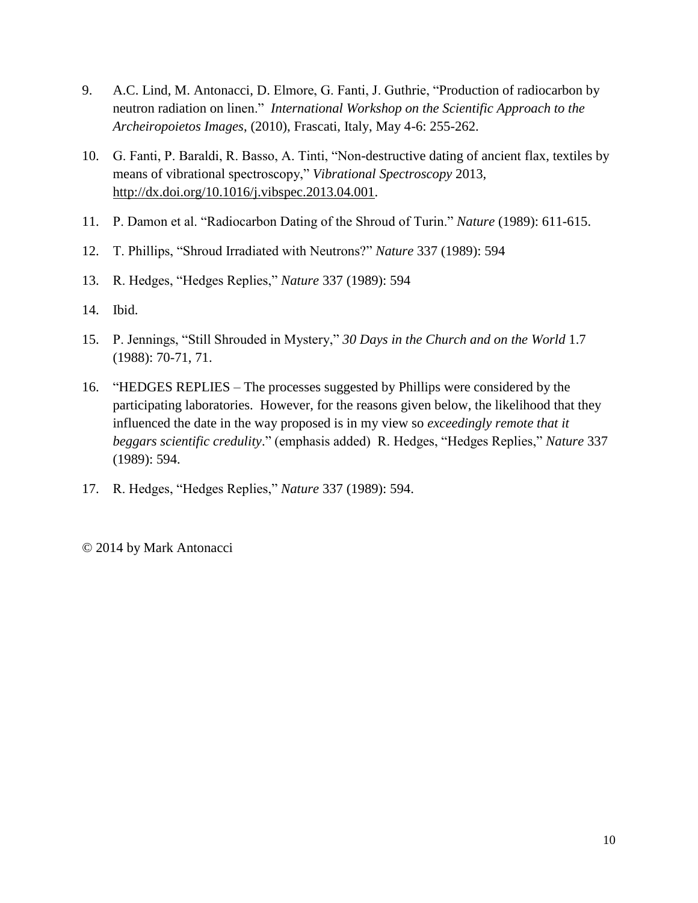9. A.C. Lind, M. Antonacci, D. Elmore, G. Fanti, J. Guthrie, "Production of radiocarbon by neutron radiation on linen." *International Workshop on the Scientific Approach to the Archeiropoietos Images*, (2010), Frascati, Italy, May 4-6: 255-262.

10. G. Fanti, P. Baraldi, R. Basso, A. Tinti, "Non-destructive dating of ancient flax, textiles by means of vibrational spectroscopy," *Vibrational Spectroscopy* 2013, http://dx.doi.org/10.1016/j.vibspec.2013.04.001.

11. P. Damon et al. "Radiocarbon Dating of the Shroud of Turin." *Nature* (1989): 611-615.

12. T. Phillips, "Shroud Irradiated with Neutrons?" *Nature* 337 (1989): 594

13. R. Hedges, "Hedges Replies," *Nature* 337 (1989): 594

14. Ibid.

15. P. Jennings, "Still Shrouded in Mystery," *30 Days in the Church and on the World* 1.7 (1988): 70-71, 71.

16. "HEDGES REPLIES – The processes suggested by Phillips were considered by the participating laboratories. However, for the reasons given below, the likelihood that they influenced the date in the way proposed is in my view so *exceedingly remote that it beggars scientific credulity*." (emphasis added) R. Hedges, "Hedges Replies," *Nature* 337 (1989): 594.

17. R. Hedges, "Hedges Replies," *Nature* 337 (1989): 594.

© 2014 by Mark Antonacci